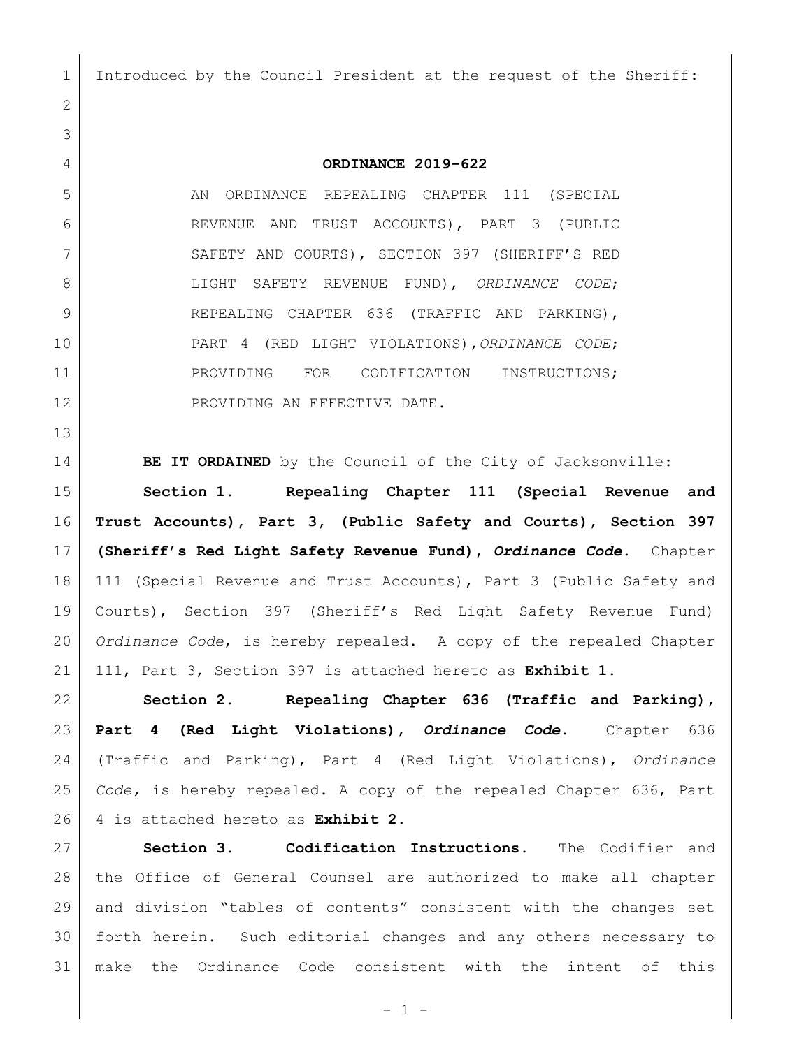Introduced by the Council President at the request of the Sheriff:

**ORDINANCE 2019-622**

AN ORDINANCE REPEALING CHAPTER 111 (SPECIAL REVENUE AND TRUST ACCOUNTS), PART 3 (PUBLIC SAFETY AND COURTS), SECTION 397 (SHERIFF'S RED LIGHT SAFETY REVENUE FUND), *ORDINANCE CODE*; REPEALING CHAPTER 636 (TRAFFIC AND PARKING), PART 4 (RED LIGHT VIOLATIONS), *ORDINANCE CODE*; PROVIDING FOR CODIFICATION INSTRUCTIONS; PROVIDING AN EFFECTIVE DATE.

**BE IT ORDAINED** by the Council of the City of Jacksonville:

**Section 1. Repealing Chapter 111 (Special Revenue and Trust Accounts), Part 3, (Public Safety and Courts), Section 397 (Sheriff's Red Light Safety Revenue Fund), *Ordinance Code*.** Chapter 111 (Special Revenue and Trust Accounts), Part 3 (Public Safety and Courts), Section 397 (Sheriff's Red Light Safety Revenue Fund) *Ordinance Code*, is hereby repealed. A copy of the repealed Chapter 111, Part 3, Section 397 is attached hereto as **Exhibit 1.**

**Section 2. Repealing Chapter 636 (Traffic and Parking), Part 4 (Red Light Violations), *Ordinance Code*.** Chapter 636 (Traffic and Parking), Part 4 (Red Light Violations), *Ordinance Code,* is hereby repealed. A copy of the repealed Chapter 636, Part 4 is attached hereto as **Exhibit 2.**

**Section 3. Codification Instructions.** The Codifier and the Office of General Counsel are authorized to make all chapter and division "tables of contents" consistent with the changes set forth herein. Such editorial changes and any others necessary to make the Ordinance Code consistent with the intent of this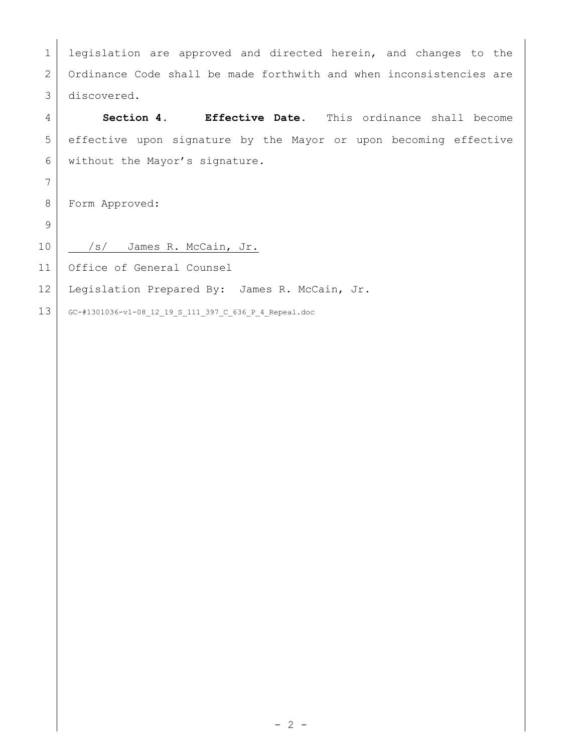legislation are approved and directed herein, and changes to the Ordinance Code shall be made forthwith and when inconsistencies are discovered.

**Section 4. Effective Date.** This ordinance shall become effective upon signature by the Mayor or upon becoming effective without the Mayor's signature.

Form Approved:

/s/ James R. McCain, Jr.

Office of General Counsel

Legislation Prepared By: James R. McCain, Jr.

GC-#1301036-v1-08_12_19_S_111_397_C_636_P_4_Repeal.doc